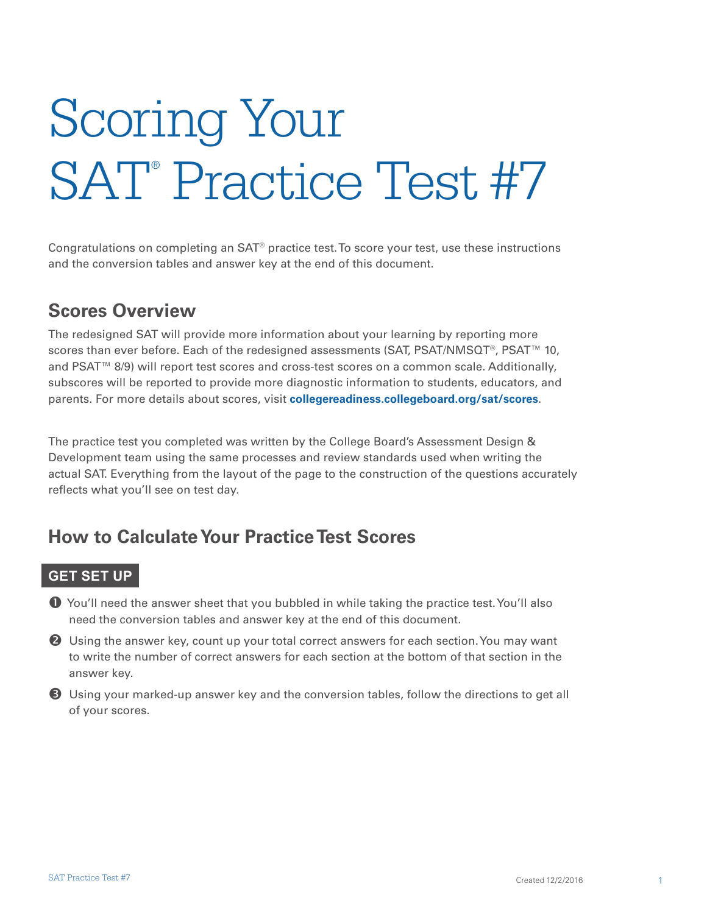# Scoring Your SAT® Practice Test #7

Congratulations on completing an SAT® practice test. To score your test, use these instructions and the conversion tables and answer key at the end of this document.

## Scores Overview

The redesigned SAT will provide more information about your learning by reporting more scores than ever before. Each of the redesigned assessments (SAT, PSAT/NMSQT®, PSAT™ 10, and PSAT™ 8/9) will report test scores and cross-test scores on a common scale. Additionally, subscores will be reported to provide more diagnostic information to students, educators, and parents. For more details about scores, visit **collegereadiness.collegeboard.org/sat/scores**.

The practice test you completed was written by the College Board's Assessment Design & Development team using the same processes and review standards used when writing the actual SAT. Everything from the layout of the page to the construction of the questions accurately reflects what you'll see on test day.

## How to Calculate Your Practice Test Scores

### GET SET UP

1. You'll need the answer sheet that you bubbled in while taking the practice test. You'll also need the conversion tables and answer key at the end of this document.
2. Using the answer key, count up your total correct answers for each section. You may want to write the number of correct answers for each section at the bottom of that section in the answer key.
3. Using your marked-up answer key and the conversion tables, follow the directions to get all of your scores.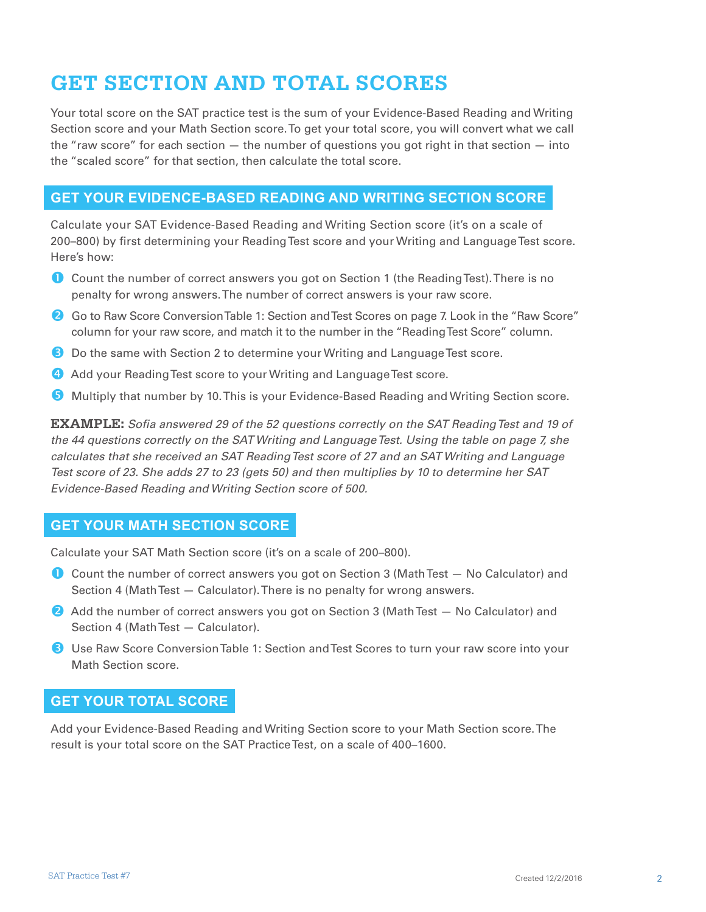# GET SECTION AND TOTAL SCORES

Your total score on the SAT practice test is the sum of your Evidence-Based Reading and Writing Section score and your Math Section score. To get your total score, you will convert what we call the "raw score" for each section — the number of questions you got right in that section — into the "scaled score" for that section, then calculate the total score.

## GET YOUR EVIDENCE-BASED READING AND WRITING SECTION SCORE

Calculate your SAT Evidence-Based Reading and Writing Section score (it's on a scale of 200–800) by first determining your Reading Test score and your Writing and Language Test score. Here's how:

1. Count the number of correct answers you got on Section 1 (the Reading Test). There is no penalty for wrong answers. The number of correct answers is your raw score.
2. Go to Raw Score Conversion Table 1: Section and Test Scores on page 7. Look in the "Raw Score" column for your raw score, and match it to the number in the "Reading Test Score" column.
3. Do the same with Section 2 to determine your Writing and Language Test score.
4. Add your Reading Test score to your Writing and Language Test score.
5. Multiply that number by 10. This is your Evidence-Based Reading and Writing Section score.

**EXAMPLE:** *Sofia answered 29 of the 52 questions correctly on the SAT Reading Test and 19 of the 44 questions correctly on the SAT Writing and Language Test. Using the table on page 7, she calculates that she received an SAT Reading Test score of 27 and an SAT Writing and Language Test score of 23. She adds 27 to 23 (gets 50) and then multiplies by 10 to determine her SAT Evidence-Based Reading and Writing Section score of 500.*

## GET YOUR MATH SECTION SCORE

Calculate your SAT Math Section score (it's on a scale of 200–800).

1. Count the number of correct answers you got on Section 3 (Math Test — No Calculator) and Section 4 (Math Test — Calculator). There is no penalty for wrong answers.
2. Add the number of correct answers you got on Section 3 (Math Test — No Calculator) and Section 4 (Math Test — Calculator).
3. Use Raw Score Conversion Table 1: Section and Test Scores to turn your raw score into your Math Section score.

## GET YOUR TOTAL SCORE

Add your Evidence-Based Reading and Writing Section score to your Math Section score. The result is your total score on the SAT Practice Test, on a scale of 400–1600.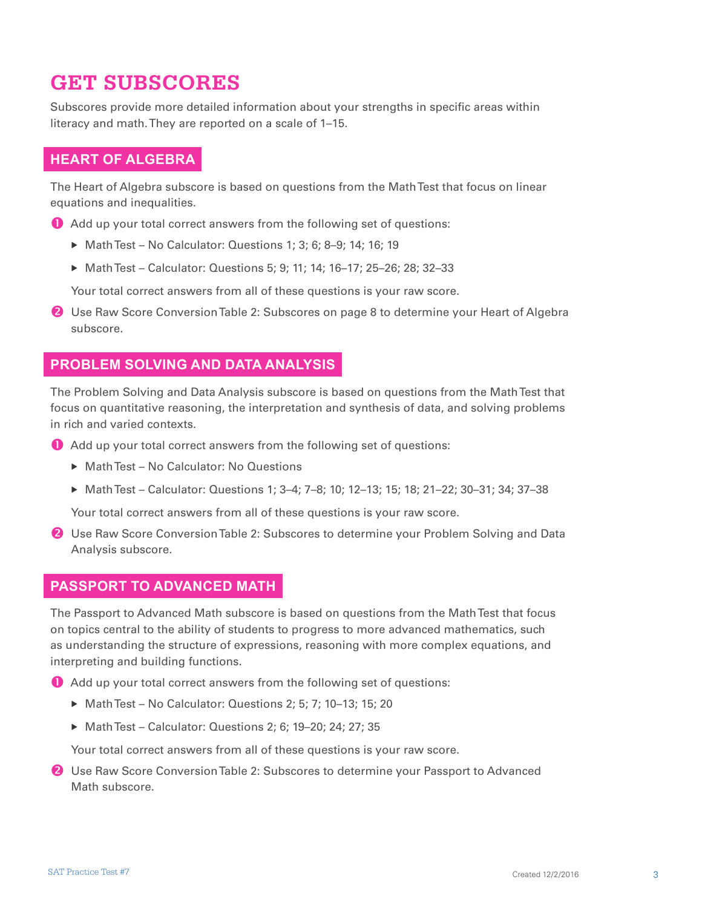# GET SUBSCORES

Subscores provide more detailed information about your strengths in specific areas within literacy and math. They are reported on a scale of 1–15.

## HEART OF ALGEBRA

The Heart of Algebra subscore is based on questions from the Math Test that focus on linear equations and inequalities.

1. Add up your total correct answers from the following set of questions:
   - Math Test – No Calculator: Questions 1; 3; 6; 8–9; 14; 16; 19
   - Math Test – Calculator: Questions 5; 9; 11; 14; 16–17; 25–26; 28; 32–33

   Your total correct answers from all of these questions is your raw score.

2. Use Raw Score Conversion Table 2: Subscores on page 8 to determine your Heart of Algebra subscore.

## PROBLEM SOLVING AND DATA ANALYSIS

The Problem Solving and Data Analysis subscore is based on questions from the Math Test that focus on quantitative reasoning, the interpretation and synthesis of data, and solving problems in rich and varied contexts.

1. Add up your total correct answers from the following set of questions:
   - Math Test – No Calculator: No Questions
   - Math Test – Calculator: Questions 1; 3–4; 7–8; 10; 12–13; 15; 18; 21–22; 30–31; 34; 37–38

   Your total correct answers from all of these questions is your raw score.

2. Use Raw Score Conversion Table 2: Subscores to determine your Problem Solving and Data Analysis subscore.

## PASSPORT TO ADVANCED MATH

The Passport to Advanced Math subscore is based on questions from the Math Test that focus on topics central to the ability of students to progress to more advanced mathematics, such as understanding the structure of expressions, reasoning with more complex equations, and interpreting and building functions.

1. Add up your total correct answers from the following set of questions:
   - Math Test – No Calculator: Questions 2; 5; 7; 10–13; 15; 20
   - Math Test – Calculator: Questions 2; 6; 19–20; 24; 27; 35

   Your total correct answers from all of these questions is your raw score.

2. Use Raw Score Conversion Table 2: Subscores to determine your Passport to Advanced Math subscore.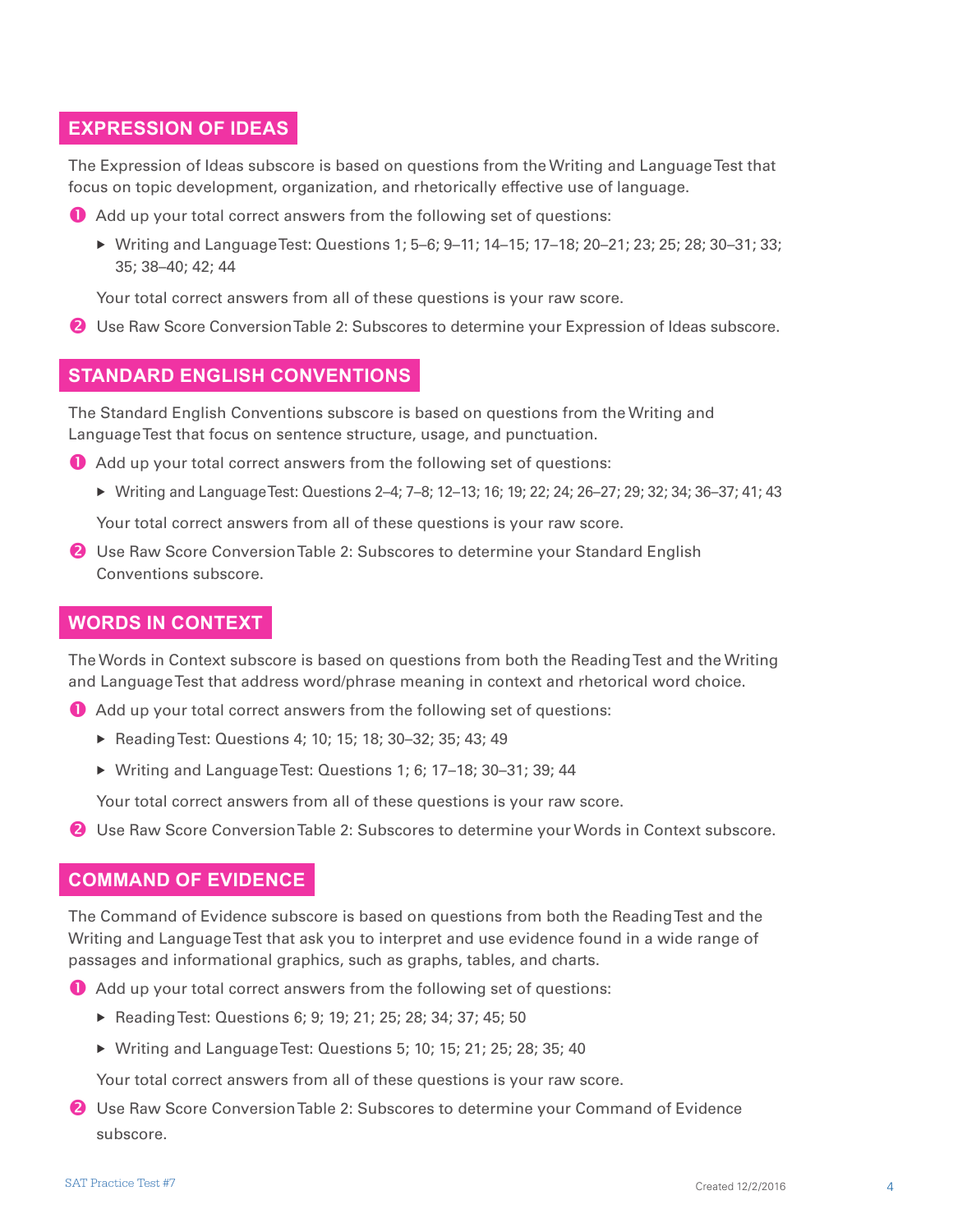## EXPRESSION OF IDEAS

The Expression of Ideas subscore is based on questions from the Writing and Language Test that focus on topic development, organization, and rhetorically effective use of language.

1. Add up your total correct answers from the following set of questions:
   - Writing and Language Test: Questions 1; 5–6; 9–11; 14–15; 17–18; 20–21; 23; 25; 28; 30–31; 33; 35; 38–40; 42; 44

   Your total correct answers from all of these questions is your raw score.
2. Use Raw Score Conversion Table 2: Subscores to determine your Expression of Ideas subscore.

## STANDARD ENGLISH CONVENTIONS

The Standard English Conventions subscore is based on questions from the Writing and Language Test that focus on sentence structure, usage, and punctuation.

1. Add up your total correct answers from the following set of questions:
   - Writing and Language Test: Questions 2–4; 7–8; 12–13; 16; 19; 22; 24; 26–27; 29; 32; 34; 36–37; 41; 43

   Your total correct answers from all of these questions is your raw score.
2. Use Raw Score Conversion Table 2: Subscores to determine your Standard English Conventions subscore.

## WORDS IN CONTEXT

The Words in Context subscore is based on questions from both the Reading Test and the Writing and Language Test that address word/phrase meaning in context and rhetorical word choice.

1. Add up your total correct answers from the following set of questions:
   - Reading Test: Questions 4; 10; 15; 18; 30–32; 35; 43; 49
   - Writing and Language Test: Questions 1; 6; 17–18; 30–31; 39; 44

   Your total correct answers from all of these questions is your raw score.
2. Use Raw Score Conversion Table 2: Subscores to determine your Words in Context subscore.

## COMMAND OF EVIDENCE

The Command of Evidence subscore is based on questions from both the Reading Test and the Writing and Language Test that ask you to interpret and use evidence found in a wide range of passages and informational graphics, such as graphs, tables, and charts.

1. Add up your total correct answers from the following set of questions:
   - Reading Test: Questions 6; 9; 19; 21; 25; 28; 34; 37; 45; 50
   - Writing and Language Test: Questions 5; 10; 15; 21; 25; 28; 35; 40

   Your total correct answers from all of these questions is your raw score.
2. Use Raw Score Conversion Table 2: Subscores to determine your Command of Evidence subscore.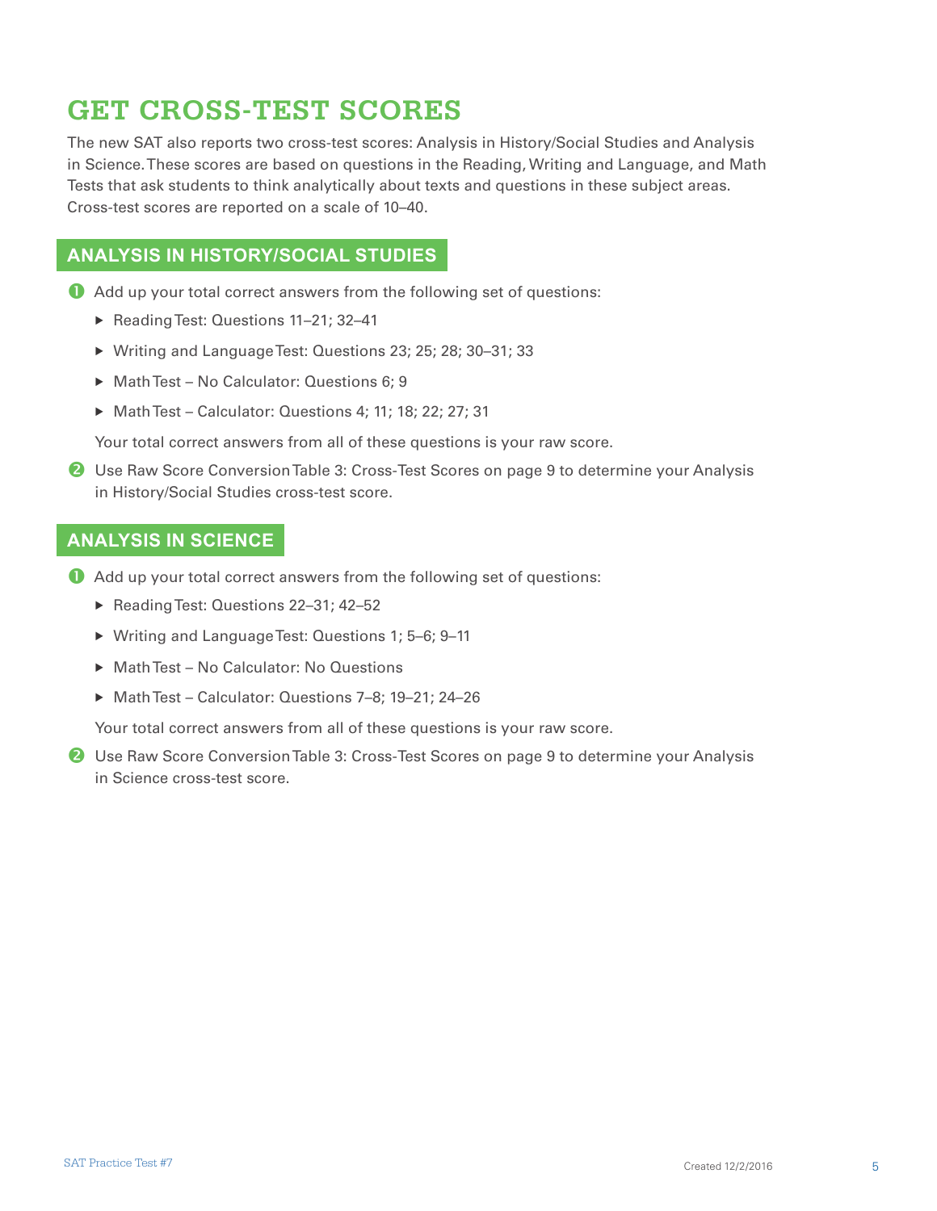# GET CROSS-TEST SCORES

The new SAT also reports two cross-test scores: Analysis in History/Social Studies and Analysis in Science. These scores are based on questions in the Reading, Writing and Language, and Math Tests that ask students to think analytically about texts and questions in these subject areas. Cross-test scores are reported on a scale of 10–40.

## ANALYSIS IN HISTORY/SOCIAL STUDIES

1. Add up your total correct answers from the following set of questions:
   - Reading Test: Questions 11–21; 32–41
   - Writing and Language Test: Questions 23; 25; 28; 30–31; 33
   - Math Test – No Calculator: Questions 6; 9
   - Math Test – Calculator: Questions 4; 11; 18; 22; 27; 31

   Your total correct answers from all of these questions is your raw score.

2. Use Raw Score Conversion Table 3: Cross-Test Scores on page 9 to determine your Analysis in History/Social Studies cross-test score.

## ANALYSIS IN SCIENCE

1. Add up your total correct answers from the following set of questions:
   - Reading Test: Questions 22–31; 42–52
   - Writing and Language Test: Questions 1; 5–6; 9–11
   - Math Test – No Calculator: No Questions
   - Math Test – Calculator: Questions 7–8; 19–21; 24–26

   Your total correct answers from all of these questions is your raw score.

2. Use Raw Score Conversion Table 3: Cross-Test Scores on page 9 to determine your Analysis in Science cross-test score.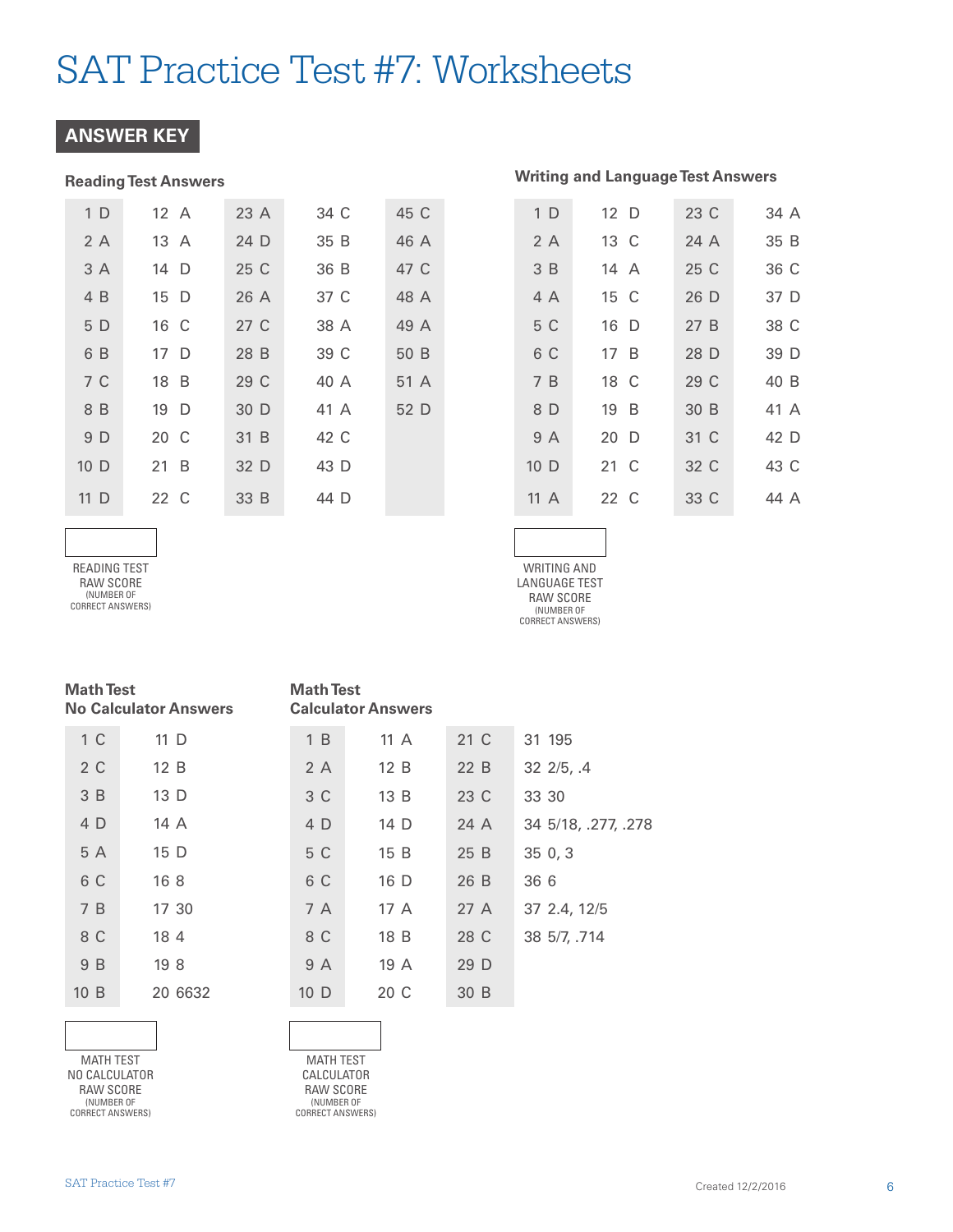# SAT Practice Test #7: Worksheets

## ANSWER KEY

### Reading Test Answers

| | | | | |
|---|---|---|---|---|
| 1 D | 12 A | 23 A | 34 C | 45 C |
| 2 A | 13 A | 24 D | 35 B | 46 A |
| 3 A | 14 D | 25 C | 36 B | 47 C |
| 4 B | 15 D | 26 A | 37 C | 48 A |
| 5 D | 16 C | 27 C | 38 A | 49 A |
| 6 B | 17 D | 28 B | 39 C | 50 B |
| 7 C | 18 B | 29 C | 40 A | 51 A |
| 8 B | 19 D | 30 D | 41 A | 52 D |
| 9 D | 20 C | 31 B | 42 C | |
| 10 D | 21 B | 32 D | 43 D | |
| 11 D | 22 C | 33 B | 44 D | |

READING TEST RAW SCORE (NUMBER OF CORRECT ANSWERS)

### Writing and Language Test Answers

| | | | |
|---|---|---|---|
| 1 D | 12 D | 23 C | 34 A |
| 2 A | 13 C | 24 A | 35 B |
| 3 B | 14 A | 25 C | 36 C |
| 4 A | 15 C | 26 D | 37 D |
| 5 C | 16 D | 27 B | 38 C |
| 6 C | 17 B | 28 D | 39 D |
| 7 B | 18 C | 29 C | 40 B |
| 8 D | 19 B | 30 B | 41 A |
| 9 A | 20 D | 31 C | 42 D |
| 10 D | 21 C | 32 C | 43 C |
| 11 A | 22 C | 33 C | 44 A |

WRITING AND LANGUAGE TEST RAW SCORE (NUMBER OF CORRECT ANSWERS)

### Math Test No Calculator Answers

| | |
|---|---|
| 1 C | 11 D |
| 2 C | 12 B |
| 3 B | 13 D |
| 4 D | 14 A |
| 5 A | 15 D |
| 6 C | 16 8 |
| 7 B | 17 30 |
| 8 C | 18 4 |
| 9 B | 19 8 |
| 10 B | 20 6632 |

MATH TEST NO CALCULATOR RAW SCORE (NUMBER OF CORRECT ANSWERS)

### Math Test Calculator Answers

| | | | |
|---|---|---|---|
| 1 B | 11 A | 21 C | 31 195 |
| 2 A | 12 B | 22 B | 32 2/5, .4 |
| 3 C | 13 B | 23 C | 33 30 |
| 4 D | 14 D | 24 A | 34 5/18, .277, .278 |
| 5 C | 15 B | 25 B | 35 0, 3 |
| 6 C | 16 D | 26 B | 36 6 |
| 7 A | 17 A | 27 A | 37 2.4, 12/5 |
| 8 C | 18 B | 28 C | 38 5/7, .714 |
| 9 A | 19 A | 29 D | |
| 10 D | 20 C | 30 B | |

MATH TEST CALCULATOR RAW SCORE (NUMBER OF CORRECT ANSWERS)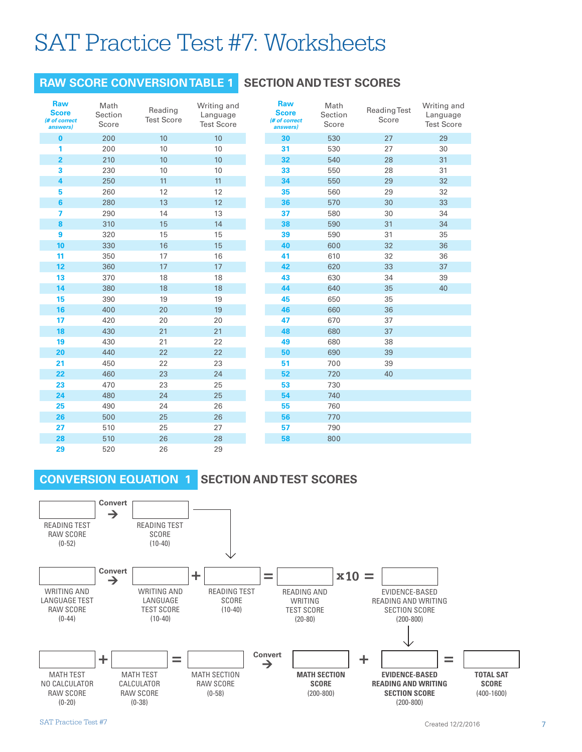# SAT Practice Test #7: Worksheets

## RAW SCORE CONVERSION TABLE 1 SECTION AND TEST SCORES

| Raw Score (# of correct answers) | Math Section Score | Reading Test Score | Writing and Language Test Score |
|---|---|---|---|
| 0 | 200 | 10 | 10 |
| 1 | 200 | 10 | 10 |
| 2 | 210 | 10 | 10 |
| 3 | 230 | 10 | 10 |
| 4 | 250 | 11 | 11 |
| 5 | 260 | 12 | 12 |
| 6 | 280 | 13 | 12 |
| 7 | 290 | 14 | 13 |
| 8 | 310 | 15 | 14 |
| 9 | 320 | 15 | 15 |
| 10 | 330 | 16 | 15 |
| 11 | 350 | 17 | 16 |
| 12 | 360 | 17 | 17 |
| 13 | 370 | 18 | 18 |
| 14 | 380 | 18 | 18 |
| 15 | 390 | 19 | 19 |
| 16 | 400 | 20 | 19 |
| 17 | 420 | 20 | 20 |
| 18 | 430 | 21 | 21 |
| 19 | 430 | 21 | 22 |
| 20 | 440 | 22 | 22 |
| 21 | 450 | 22 | 23 |
| 22 | 460 | 23 | 24 |
| 23 | 470 | 23 | 25 |
| 24 | 480 | 24 | 25 |
| 25 | 490 | 24 | 26 |
| 26 | 500 | 25 | 26 |
| 27 | 510 | 25 | 27 |
| 28 | 510 | 26 | 28 |
| 29 | 520 | 26 | 29 |
| 30 | 530 | 27 | 29 |
| 31 | 530 | 27 | 30 |
| 32 | 540 | 28 | 31 |
| 33 | 550 | 28 | 31 |
| 34 | 550 | 29 | 32 |
| 35 | 560 | 29 | 32 |
| 36 | 570 | 30 | 33 |
| 37 | 580 | 30 | 34 |
| 38 | 590 | 31 | 34 |
| 39 | 590 | 31 | 35 |
| 40 | 600 | 32 | 36 |
| 41 | 610 | 32 | 36 |
| 42 | 620 | 33 | 37 |
| 43 | 630 | 34 | 39 |
| 44 | 640 | 35 | 40 |
| 45 | 650 | 35 | |
| 46 | 660 | 36 | |
| 47 | 670 | 37 | |
| 48 | 680 | 37 | |
| 49 | 680 | 38 | |
| 50 | 690 | 39 | |
| 51 | 700 | 39 | |
| 52 | 720 | 40 | |
| 53 | 730 | | |
| 54 | 740 | | |
| 55 | 760 | | |
| 56 | 770 | | |
| 57 | 790 | | |
| 58 | 800 | | |

## CONVERSION EQUATION 1 SECTION AND TEST SCORES

READING TEST RAW SCORE (0-52) → Convert → READING TEST SCORE (10-40)

WRITING AND LANGUAGE TEST RAW SCORE (0-44) → Convert → WRITING AND LANGUAGE TEST SCORE (10-40) + READING TEST SCORE (10-40) = READING AND WRITING TEST SCORE (20-80) x10 = EVIDENCE-BASED READING AND WRITING SECTION SCORE (200-800)

MATH TEST NO CALCULATOR RAW SCORE (0-20) + MATH TEST CALCULATOR RAW SCORE (0-38) = MATH SECTION RAW SCORE (0-58) → Convert → **MATH SECTION SCORE** (200-800) + **EVIDENCE-BASED READING AND WRITING SECTION SCORE** (200-800) = **TOTAL SAT SCORE** (400-1600)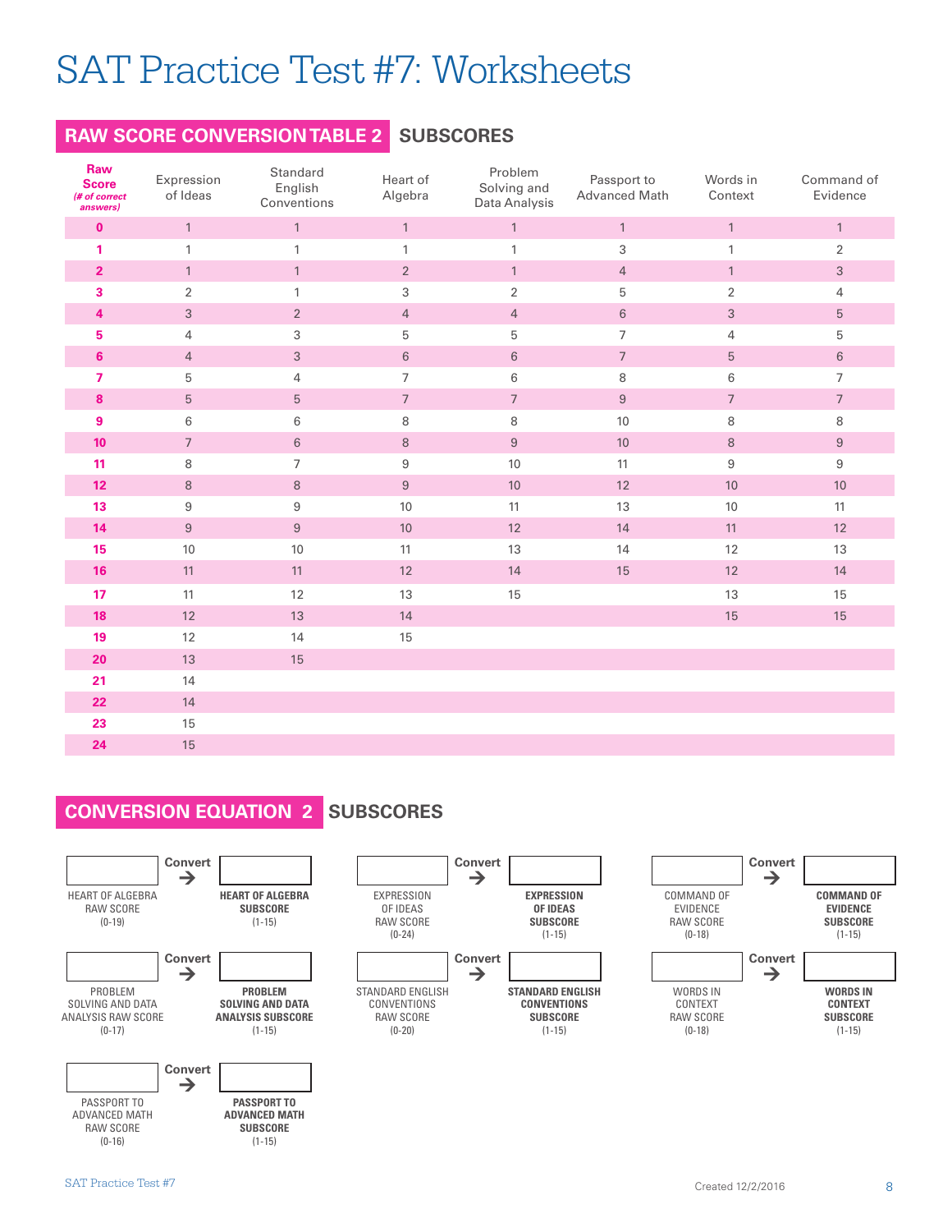# SAT Practice Test #7: Worksheets

## RAW SCORE CONVERSION TABLE 2 SUBSCORES

| Raw Score (# of correct answers) | Expression of Ideas | Standard English Conventions | Heart of Algebra | Problem Solving and Data Analysis | Passport to Advanced Math | Words in Context | Command of Evidence |
|---|---|---|---|---|---|---|---|
| 0 | 1 | 1 | 1 | 1 | 1 | 1 | 1 |
| 1 | 1 | 1 | 1 | 1 | 3 | 1 | 2 |
| 2 | 1 | 1 | 2 | 1 | 4 | 1 | 3 |
| 3 | 2 | 1 | 3 | 2 | 5 | 2 | 4 |
| 4 | 3 | 2 | 4 | 4 | 6 | 3 | 5 |
| 5 | 4 | 3 | 5 | 5 | 7 | 4 | 5 |
| 6 | 4 | 3 | 6 | 6 | 7 | 5 | 6 |
| 7 | 5 | 4 | 7 | 6 | 8 | 6 | 7 |
| 8 | 5 | 5 | 7 | 7 | 9 | 7 | 7 |
| 9 | 6 | 6 | 8 | 8 | 10 | 8 | 8 |
| 10 | 7 | 6 | 8 | 9 | 10 | 8 | 9 |
| 11 | 8 | 7 | 9 | 10 | 11 | 9 | 9 |
| 12 | 8 | 8 | 9 | 10 | 12 | 10 | 10 |
| 13 | 9 | 9 | 10 | 11 | 13 | 10 | 11 |
| 14 | 9 | 9 | 10 | 12 | 14 | 11 | 12 |
| 15 | 10 | 10 | 11 | 13 | 14 | 12 | 13 |
| 16 | 11 | 11 | 12 | 14 | 15 | 12 | 14 |
| 17 | 11 | 12 | 13 | 15 | | 13 | 15 |
| 18 | 12 | 13 | 14 | | | 15 | 15 |
| 19 | 12 | 14 | 15 | | | | |
| 20 | 13 | 15 | | | | | |
| 21 | 14 | | | | | | |
| 22 | 14 | | | | | | |
| 23 | 15 | | | | | | |
| 24 | 15 | | | | | | |

## CONVERSION EQUATION 2 SUBSCORES

HEART OF ALGEBRA RAW SCORE (0-19) → Convert → **HEART OF ALGEBRA SUBSCORE** (1-15)

PROBLEM SOLVING AND DATA ANALYSIS RAW SCORE (0-17) → Convert → **PROBLEM SOLVING AND DATA ANALYSIS SUBSCORE** (1-15)

PASSPORT TO ADVANCED MATH RAW SCORE (0-16) → Convert → **PASSPORT TO ADVANCED MATH SUBSCORE** (1-15)

EXPRESSION OF IDEAS RAW SCORE (0-24) → Convert → **EXPRESSION OF IDEAS SUBSCORE** (1-15)

STANDARD ENGLISH CONVENTIONS RAW SCORE (0-20) → Convert → **STANDARD ENGLISH CONVENTIONS SUBSCORE** (1-15)

COMMAND OF EVIDENCE RAW SCORE (0-18) → Convert → **COMMAND OF EVIDENCE SUBSCORE** (1-15)

WORDS IN CONTEXT RAW SCORE (0-18) → Convert → **WORDS IN CONTEXT SUBSCORE** (1-15)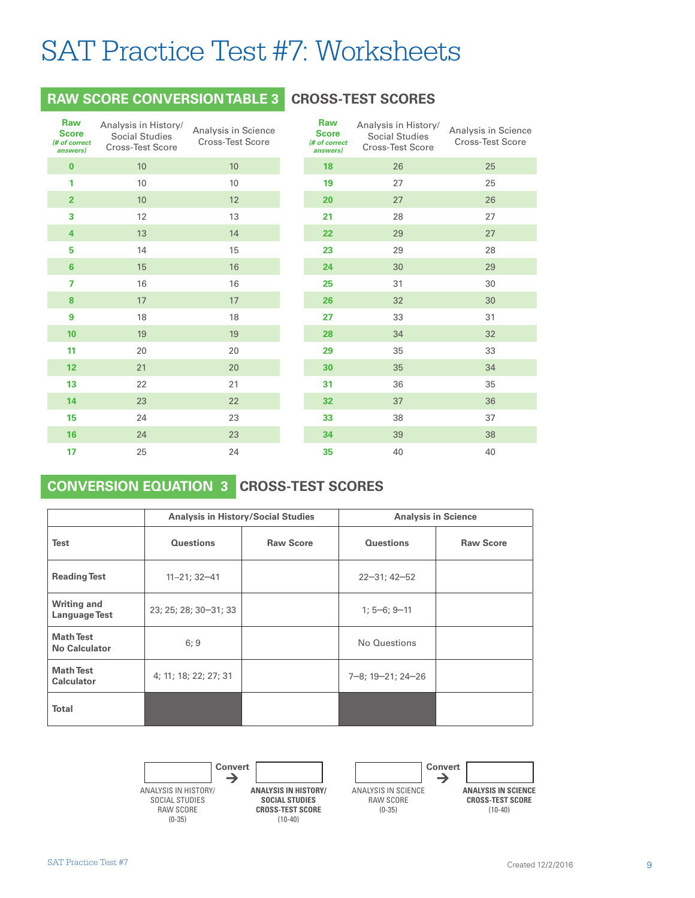# SAT Practice Test #7: Worksheets

## RAW SCORE CONVERSION TABLE 3 CROSS-TEST SCORES

| Raw Score (# of correct answers) | Analysis in History/ Social Studies Cross-Test Score | Analysis in Science Cross-Test Score | Raw Score (# of correct answers) | Analysis in History/ Social Studies Cross-Test Score | Analysis in Science Cross-Test Score |
|---|---|---|---|---|---|
| 0 | 10 | 10 | 18 | 26 | 25 |
| 1 | 10 | 10 | 19 | 27 | 25 |
| 2 | 10 | 12 | 20 | 27 | 26 |
| 3 | 12 | 13 | 21 | 28 | 27 |
| 4 | 13 | 14 | 22 | 29 | 27 |
| 5 | 14 | 15 | 23 | 29 | 28 |
| 6 | 15 | 16 | 24 | 30 | 29 |
| 7 | 16 | 16 | 25 | 31 | 30 |
| 8 | 17 | 17 | 26 | 32 | 30 |
| 9 | 18 | 18 | 27 | 33 | 31 |
| 10 | 19 | 19 | 28 | 34 | 32 |
| 11 | 20 | 20 | 29 | 35 | 33 |
| 12 | 21 | 20 | 30 | 35 | 34 |
| 13 | 22 | 21 | 31 | 36 | 35 |
| 14 | 23 | 22 | 32 | 37 | 36 |
| 15 | 24 | 23 | 33 | 38 | 37 |
| 16 | 24 | 23 | 34 | 39 | 38 |
| 17 | 25 | 24 | 35 | 40 | 40 |

## CONVERSION EQUATION 3 CROSS-TEST SCORES

| | Analysis in History/Social Studies | | Analysis in Science | |
|---|---|---|---|---|
| **Test** | **Questions** | **Raw Score** | **Questions** | **Raw Score** |
| **Reading Test** | 11–21; 32–41 | | 22–31; 42–52 | |
| **Writing and Language Test** | 23; 25; 28; 30–31; 33 | | 1; 5–6; 9–11 | |
| **Math Test No Calculator** | 6; 9 | | No Questions | |
| **Math Test Calculator** | 4; 11; 18; 22; 27; 31 | | 7–8; 19–21; 24–26 | |
| **Total** | | | | |

ANALYSIS IN HISTORY/ SOCIAL STUDIES RAW SCORE (0-35) **Convert →** **ANALYSIS IN HISTORY/ SOCIAL STUDIES CROSS-TEST SCORE** (10-40)

ANALYSIS IN SCIENCE RAW SCORE (0-35) **Convert →** **ANALYSIS IN SCIENCE CROSS-TEST SCORE** (10-40)